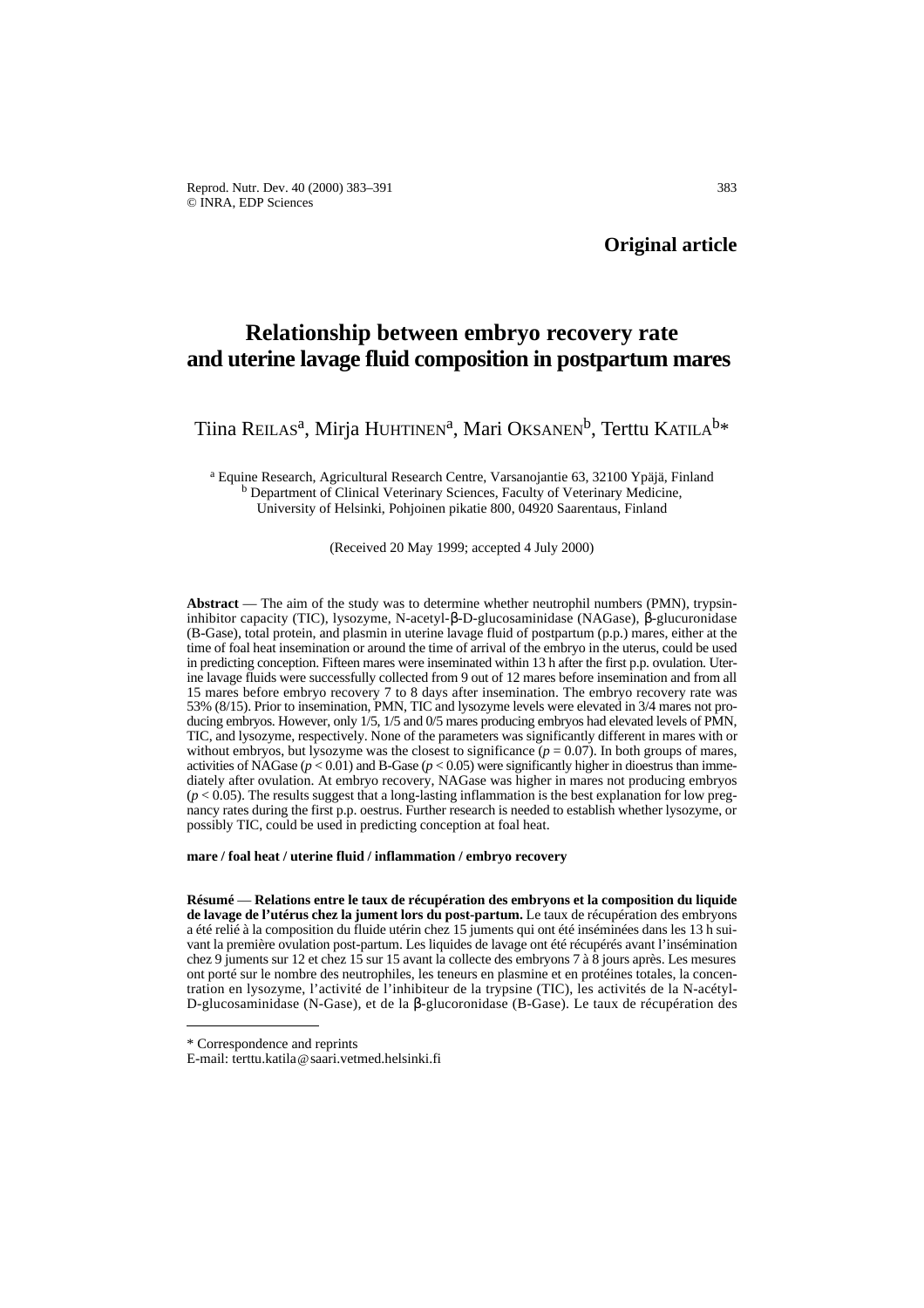**Original article**

# Relationship between embryo recovery rate and uterine lavage fluid composition in postpartum mares

Tiina REILAS[a], Mirja HUHTINEN[a], Mari OKSANEN[b], Terttu KATILA[b]*

[a] Equine Research, Agricultural Research Centre, Varsanojantie 63, 32100 Ypäjä, Finland
[b] Department of Clinical Veterinary Sciences, Faculty of Veterinary Medicine, University of Helsinki, Pohjoinen pikatie 800, 04920 Saarentaus, Finland

(Received 20 May 1999; accepted 4 July 2000)

**Abstract** — The aim of the study was to determine whether neutrophil numbers (PMN), trypsin-inhibitor capacity (TIC), lysozyme, N-acetyl-β-D-glucosaminidase (NAGase), β-glucuronidase (B-Gase), total protein, and plasmin in uterine lavage fluid of postpartum (p.p.) mares, either at the time of foal heat insemination or around the time of arrival of the embryo in the uterus, could be used in predicting conception. Fifteen mares were inseminated within 13 h after the first p.p. ovulation. Uterine lavage fluids were successfully collected from 9 out of 12 mares before insemination and from all 15 mares before embryo recovery 7 to 8 days after insemination. The embryo recovery rate was 53% (8/15). Prior to insemination, PMN, TIC and lysozyme levels were elevated in 3/4 mares not producing embryos. However, only 1/5, 1/5 and 0/5 mares producing embryos had elevated levels of PMN, TIC, and lysozyme, respectively. None of the parameters was significantly different in mares with or without embryos, but lysozyme was the closest to significance ($p = 0.07$). In both groups of mares, activities of NAGase ($p < 0.01$) and B-Gase ($p < 0.05$) were significantly higher in dioestrus than immediately after ovulation. At embryo recovery, NAGase was higher in mares not producing embryos ($p < 0.05$). The results suggest that a long-lasting inflammation is the best explanation for low pregnancy rates during the first p.p. oestrus. Further research is needed to establish whether lysozyme, or possibly TIC, could be used in predicting conception at foal heat.

**mare / foal heat / uterine fluid / inflammation / embryo recovery**

**Résumé** — **Relations entre le taux de récupération des embryons et la composition du liquide de lavage de l'utérus chez la jument lors du post-partum.** Le taux de récupération des embryons a été relié à la composition du fluide utérin chez 15 juments qui ont été inséminées dans les 13 h suivant la première ovulation post-partum. Les liquides de lavage ont été récupérés avant l'insémination chez 9 juments sur 12 et chez 15 sur 15 avant la collecte des embryons 7 à 8 jours après. Les mesures ont porté sur le nombre des neutrophiles, les teneurs en plasmine et en protéines totales, la concentration en lysozyme, l'activité de l'inhibiteur de la trypsine (TIC), les activités de la N-acétyl-D-glucosaminidase (N-Gase), et de la β-glucoronidase (B-Gase). Le taux de récupération des

---

\* Correspondence and reprints
E-mail: terttu.katila@saari.vetmed.helsinki.fi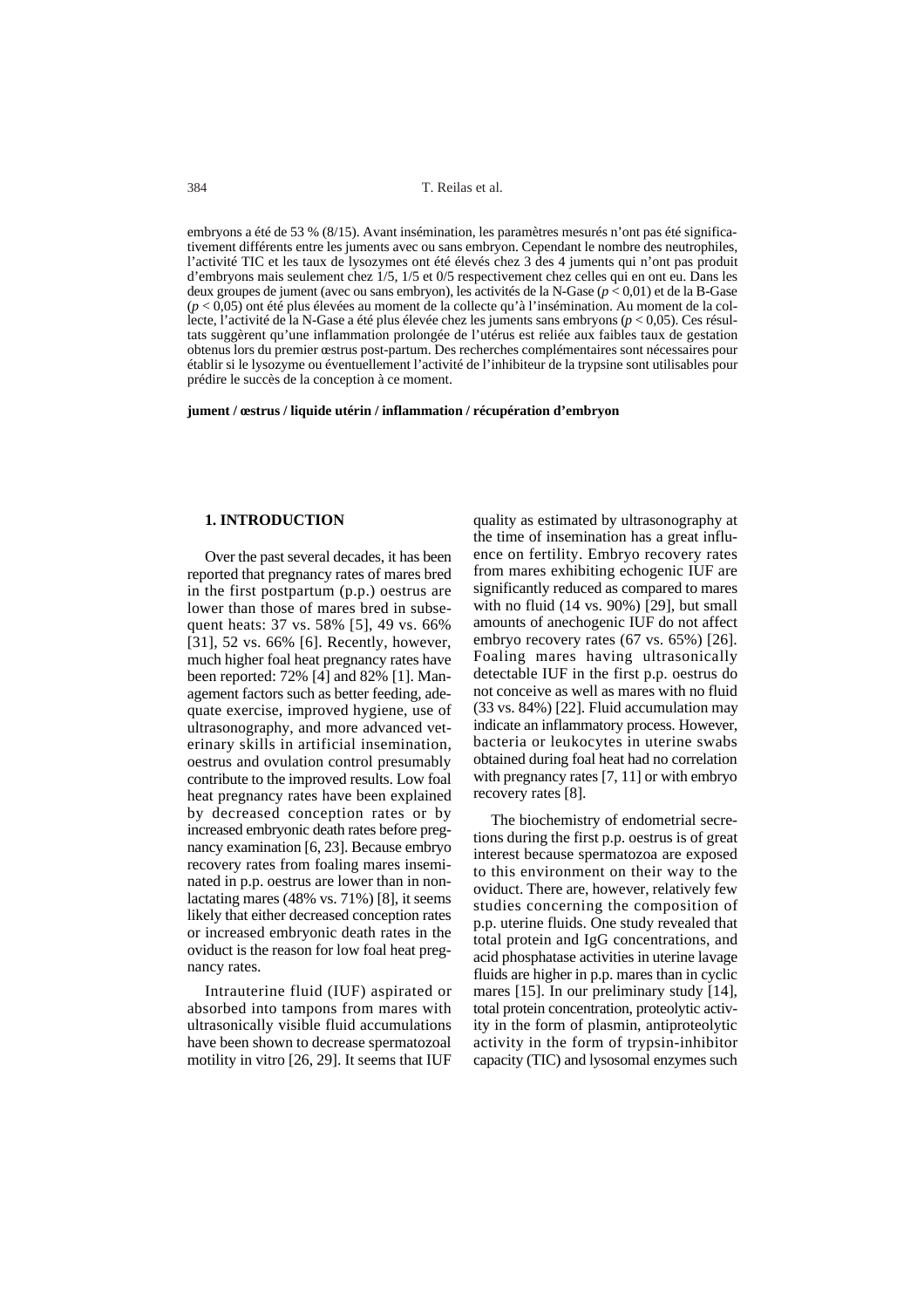embryons a été de 53 % (8/15). Avant insémination, les paramètres mesurés n'ont pas été significativement différents entre les juments avec ou sans embryon. Cependant le nombre des neutrophiles, l'activité TIC et les taux de lysozymes ont été élevés chez 3 des 4 juments qui n'ont pas produit d'embryons mais seulement chez 1/5, 1/5 et 0/5 respectivement chez celles qui en ont eu. Dans les deux groupes de jument (avec ou sans embryon), les activités de la N-Gase ($p < 0,01$) et de la B-Gase ($p < 0,05$) ont été plus élevées au moment de la collecte qu'à l'insémination. Au moment de la collecte, l'activité de la N-Gase a été plus élevée chez les juments sans embryons ($p < 0,05$). Ces résultats suggèrent qu'une inflammation prolongée de l'utérus est reliée aux faibles taux de gestation obtenus lors du premier œstrus post-partum. Des recherches complémentaires sont nécessaires pour établir si le lysozyme ou éventuellement l'activité de l'inhibiteur de la trypsine sont utilisables pour prédire le succès de la conception à ce moment.

**jument / œstrus / liquide utérin / inflammation / récupération d'embryon**

## 1. INTRODUCTION

Over the past several decades, it has been reported that pregnancy rates of mares bred in the first postpartum (p.p.) oestrus are lower than those of mares bred in subsequent heats: 37 vs. 58% [5], 49 vs. 66% [31], 52 vs. 66% [6]. Recently, however, much higher foal heat pregnancy rates have been reported: 72% [4] and 82% [1]. Management factors such as better feeding, adequate exercise, improved hygiene, use of ultrasonography, and more advanced veterinary skills in artificial insemination, oestrus and ovulation control presumably contribute to the improved results. Low foal heat pregnancy rates have been explained by decreased conception rates or by increased embryonic death rates before pregnancy examination [6, 23]. Because embryo recovery rates from foaling mares inseminated in p.p. oestrus are lower than in non-lactating mares (48% vs. 71%) [8], it seems likely that either decreased conception rates or increased embryonic death rates in the oviduct is the reason for low foal heat pregnancy rates.

Intrauterine fluid (IUF) aspirated or absorbed into tampons from mares with ultrasonically visible fluid accumulations have been shown to decrease spermatozoal motility in vitro [26, 29]. It seems that IUF quality as estimated by ultrasonography at the time of insemination has a great influence on fertility. Embryo recovery rates from mares exhibiting echogenic IUF are significantly reduced as compared to mares with no fluid (14 vs. 90%) [29], but small amounts of anechogenic IUF do not affect embryo recovery rates (67 vs. 65%) [26]. Foaling mares having ultrasonically detectable IUF in the first p.p. oestrus do not conceive as well as mares with no fluid (33 vs. 84%) [22]. Fluid accumulation may indicate an inflammatory process. However, bacteria or leukocytes in uterine swabs obtained during foal heat had no correlation with pregnancy rates [7, 11] or with embryo recovery rates [8].

The biochemistry of endometrial secretions during the first p.p. oestrus is of great interest because spermatozoa are exposed to this environment on their way to the oviduct. There are, however, relatively few studies concerning the composition of p.p. uterine fluids. One study revealed that total protein and IgG concentrations, and acid phosphatase activities in uterine lavage fluids are higher in p.p. mares than in cyclic mares [15]. In our preliminary study [14], total protein concentration, proteolytic activity in the form of plasmin, antiproteolytic activity in the form of trypsin-inhibitor capacity (TIC) and lysosomal enzymes such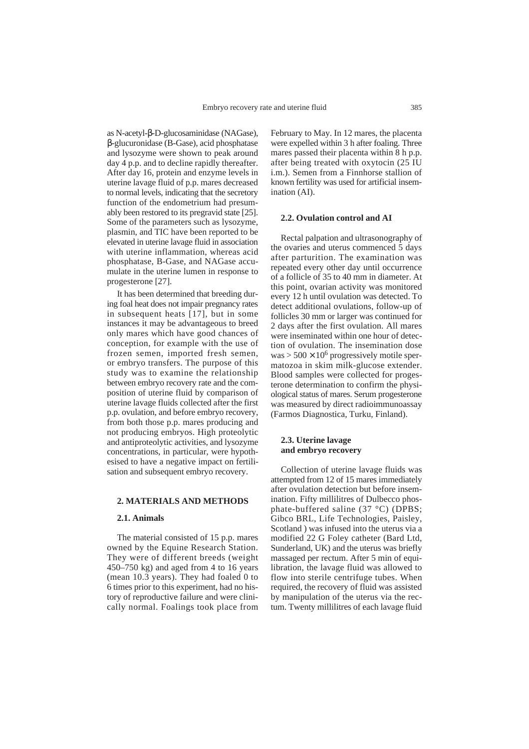as N-acetyl-β-D-glucosaminidase (NAGase), β-glucuronidase (B-Gase), acid phosphatase and lysozyme were shown to peak around day 4 p.p. and to decline rapidly thereafter. After day 16, protein and enzyme levels in uterine lavage fluid of p.p. mares decreased to normal levels, indicating that the secretory function of the endometrium had presumably been restored to its pregravid state [25]. Some of the parameters such as lysozyme, plasmin, and TIC have been reported to be elevated in uterine lavage fluid in association with uterine inflammation, whereas acid phosphatase, B-Gase, and NAGase accumulate in the uterine lumen in response to progesterone [27].

It has been determined that breeding during foal heat does not impair pregnancy rates in subsequent heats [17], but in some instances it may be advantageous to breed only mares which have good chances of conception, for example with the use of frozen semen, imported fresh semen, or embryo transfers. The purpose of this study was to examine the relationship between embryo recovery rate and the composition of uterine fluid by comparison of uterine lavage fluids collected after the first p.p. ovulation, and before embryo recovery, from both those p.p. mares producing and not producing embryos. High proteolytic and antiproteolytic activities, and lysozyme concentrations, in particular, were hypothesised to have a negative impact on fertilisation and subsequent embryo recovery.

## 2. MATERIALS AND METHODS

### 2.1. Animals

The material consisted of 15 p.p. mares owned by the Equine Research Station. They were of different breeds (weight 450–750 kg) and aged from 4 to 16 years (mean 10.3 years). They had foaled 0 to 6 times prior to this experiment, had no history of reproductive failure and were clinically normal. Foalings took place from February to May. In 12 mares, the placenta were expelled within 3 h after foaling. Three mares passed their placenta within 8 h p.p. after being treated with oxytocin (25 IU i.m.). Semen from a Finnhorse stallion of known fertility was used for artificial insemination (AI).

### 2.2. Ovulation control and AI

Rectal palpation and ultrasonography of the ovaries and uterus commenced 5 days after parturition. The examination was repeated every other day until occurrence of a follicle of 35 to 40 mm in diameter. At this point, ovarian activity was monitored every 12 h until ovulation was detected. To detect additional ovulations, follow-up of follicles 30 mm or larger was continued for 2 days after the first ovulation. All mares were inseminated within one hour of detection of ovulation. The insemination dose was $> 500 \times 10^6$ progressively motile spermatozoa in skim milk-glucose extender. Blood samples were collected for progesterone determination to confirm the physiological status of mares. Serum progesterone was measured by direct radioimmunoassay (Farmos Diagnostica, Turku, Finland).

### 2.3. Uterine lavage and embryo recovery

Collection of uterine lavage fluids was attempted from 12 of 15 mares immediately after ovulation detection but before insemination. Fifty millilitres of Dulbecco phosphate-buffered saline (37 °C) (DPBS; Gibco BRL, Life Technologies, Paisley, Scotland ) was infused into the uterus via a modified 22 G Foley catheter (Bard Ltd, Sunderland, UK) and the uterus was briefly massaged per rectum. After 5 min of equilibration, the lavage fluid was allowed to flow into sterile centrifuge tubes. When required, the recovery of fluid was assisted by manipulation of the uterus via the rectum. Twenty millilitres of each lavage fluid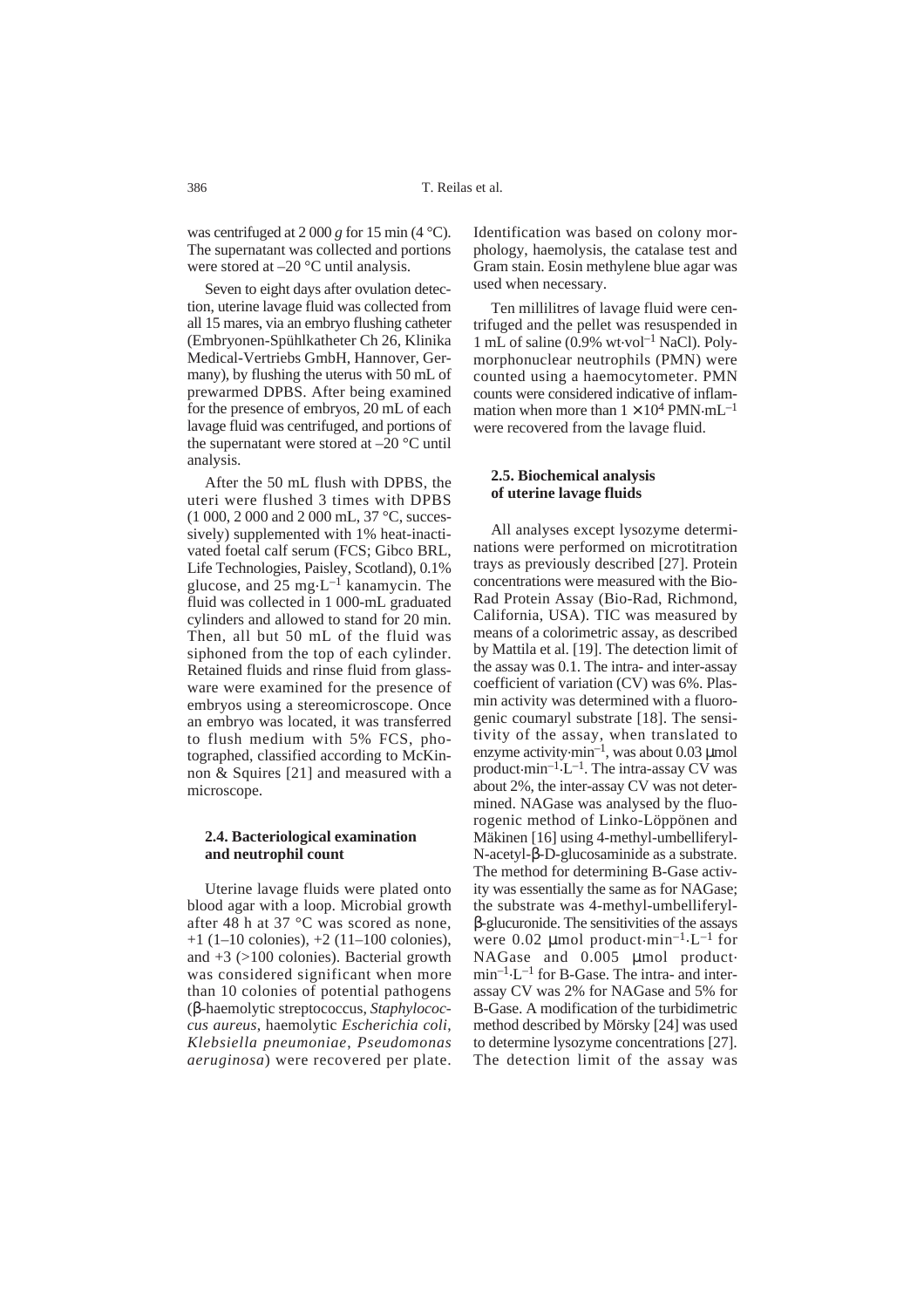was centrifuged at 2 000 *g* for 15 min (4 °C). The supernatant was collected and portions were stored at –20 °C until analysis.

Seven to eight days after ovulation detection, uterine lavage fluid was collected from all 15 mares, via an embryo flushing catheter (Embryonen-Spühlkatheter Ch 26, Klinika Medical-Vertriebs GmbH, Hannover, Germany), by flushing the uterus with 50 mL of prewarmed DPBS. After being examined for the presence of embryos, 20 mL of each lavage fluid was centrifuged, and portions of the supernatant were stored at –20 °C until analysis.

After the 50 mL flush with DPBS, the uteri were flushed 3 times with DPBS (1 000, 2 000 and 2 000 mL, 37 °C, successively) supplemented with 1% heat-inactivated foetal calf serum (FCS; Gibco BRL, Life Technologies, Paisley, Scotland), 0.1% glucose, and 25 $mg \cdot L^{-1}$ kanamycin. The fluid was collected in 1 000-mL graduated cylinders and allowed to stand for 20 min. Then, all but 50 mL of the fluid was siphoned from the top of each cylinder. Retained fluids and rinse fluid from glassware were examined for the presence of embryos using a stereomicroscope. Once an embryo was located, it was transferred to flush medium with 5% FCS, photographed, classified according to McKinnon & Squires [21] and measured with a microscope.

### 2.4. Bacteriological examination and neutrophil count

Uterine lavage fluids were plated onto blood agar with a loop. Microbial growth after 48 h at 37 °C was scored as none, +1 (1–10 colonies), +2 (11–100 colonies), and +3 (>100 colonies). Bacterial growth was considered significant when more than 10 colonies of potential pathogens (β-haemolytic streptococcus, *Staphylococcus aureus*, haemolytic *Escherichia coli*, *Klebsiella pneumoniae*, *Pseudomonas aeruginosa*) were recovered per plate. Identification was based on colony morphology, haemolysis, the catalase test and Gram stain. Eosin methylene blue agar was used when necessary.

Ten millilitres of lavage fluid were centrifuged and the pellet was resuspended in 1 mL of saline (0.9% $wt \cdot vol^{-1}$ NaCl). Polymorphonuclear neutrophils (PMN) were counted using a haemocytometer. PMN counts were considered indicative of inflammation when more than $1 \times 10^4$ $PMN \cdot mL^{-1}$ were recovered from the lavage fluid.

### 2.5. Biochemical analysis of uterine lavage fluids

All analyses except lysozyme determinations were performed on microtitration trays as previously described [27]. Protein concentrations were measured with the Bio-Rad Protein Assay (Bio-Rad, Richmond, California, USA). TIC was measured by means of a colorimetric assay, as described by Mattila et al. [19]. The detection limit of the assay was 0.1. The intra- and inter-assay coefficient of variation (CV) was 6%. Plasmin activity was determined with a fluorogenic coumaryl substrate [18]. The sensitivity of the assay, when translated to enzyme activity$\cdot min^{-1}$, was about 0.03 μmol product$\cdot min^{-1} \cdot L^{-1}$. The intra-assay CV was about 2%, the inter-assay CV was not determined. NAGase was analysed by the fluorogenic method of Linko-Löppönen and Mäkinen [16] using 4-methyl-umbelliferyl-N-acetyl-β-D-glucosaminide as a substrate. The method for determining B-Gase activity was essentially the same as for NAGase; the substrate was 4-methyl-umbelliferyl-β-glucuronide. The sensitivities of the assays were 0.02 μmol product$\cdot min^{-1} \cdot L^{-1}$ for NAGase and 0.005 μmol product$\cdot min^{-1} \cdot L^{-1}$ for B-Gase. The intra- and inter-assay CV was 2% for NAGase and 5% for B-Gase. A modification of the turbidimetric method described by Mörsky [24] was used to determine lysozyme concentrations [27]. The detection limit of the assay was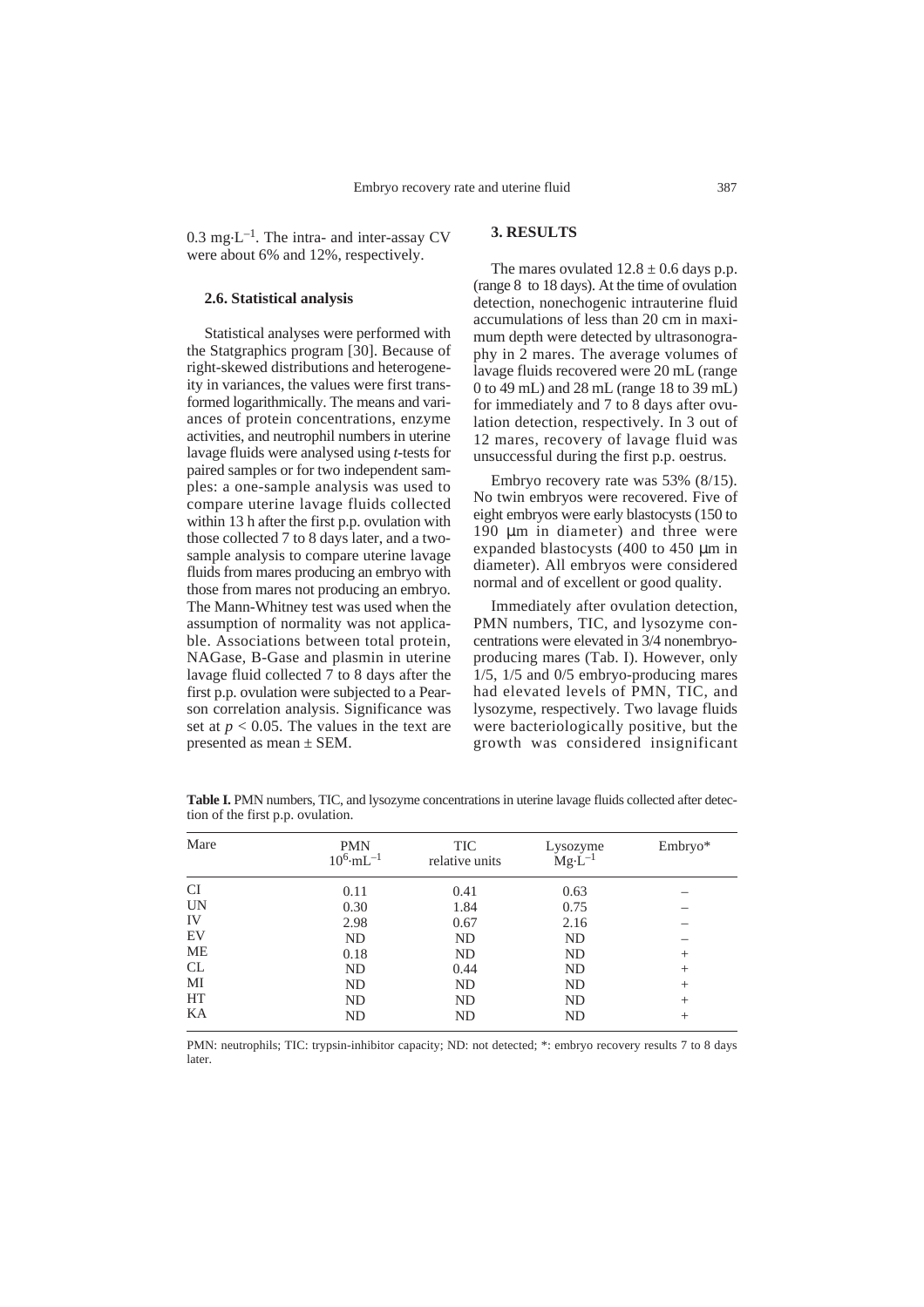$0.3\ mg \cdot L^{-1}$. The intra- and inter-assay CV were about 6% and 12%, respectively.

### 2.6. Statistical analysis

Statistical analyses were performed with the Statgraphics program [30]. Because of right-skewed distributions and heterogeneity in variances, the values were first transformed logarithmically. The means and variances of protein concentrations, enzyme activities, and neutrophil numbers in uterine lavage fluids were analysed using *t*-tests for paired samples or for two independent samples: a one-sample analysis was used to compare uterine lavage fluids collected within 13 h after the first p.p. ovulation with those collected 7 to 8 days later, and a two-sample analysis to compare uterine lavage fluids from mares producing an embryo with those from mares not producing an embryo. The Mann-Whitney test was used when the assumption of normality was not applicable. Associations between total protein, NAGase, B-Gase and plasmin in uterine lavage fluid collected 7 to 8 days after the first p.p. ovulation were subjected to a Pearson correlation analysis. Significance was set at $p < 0.05$. The values in the text are presented as mean ± SEM.

## 3. RESULTS

The mares ovulated $12.8 \pm 0.6$ days p.p. (range 8 to 18 days). At the time of ovulation detection, nonechogenic intrauterine fluid accumulations of less than 20 cm in maximum depth were detected by ultrasonography in 2 mares. The average volumes of lavage fluids recovered were 20 mL (range 0 to 49 mL) and 28 mL (range 18 to 39 mL) for immediately and 7 to 8 days after ovulation detection, respectively. In 3 out of 12 mares, recovery of lavage fluid was unsuccessful during the first p.p. oestrus.

Embryo recovery rate was 53% (8/15). No twin embryos were recovered. Five of eight embryos were early blastocysts (150 to 190 μm in diameter) and three were expanded blastocysts (400 to 450 μm in diameter). All embryos were considered normal and of excellent or good quality.

Immediately after ovulation detection, PMN numbers, TIC, and lysozyme concentrations were elevated in 3/4 nonembryo-producing mares (Tab. I). However, only 1/5, 1/5 and 0/5 embryo-producing mares had elevated levels of PMN, TIC, and lysozyme, respectively. Two lavage fluids were bacteriologically positive, but the growth was considered insignificant

**Table I.** PMN numbers, TIC, and lysozyme concentrations in uterine lavage fluids collected after detection of the first p.p. ovulation.

| Mare | PMN $10^6 \cdot mL^{-1}$ | TIC relative units | Lysozyme $Mg \cdot L^{-1}$ | Embryo* |
|---|---|---|---|---|
| CI | 0.11 | 0.41 | 0.63 | – |
| UN | 0.30 | 1.84 | 0.75 | – |
| IV | 2.98 | 0.67 | 2.16 | – |
| EV | ND | ND | ND | – |
| ME | 0.18 | ND | ND | + |
| CL | ND | 0.44 | ND | + |
| MI | ND | ND | ND | + |
| HT | ND | ND | ND | + |
| KA | ND | ND | ND | + |

PMN: neutrophils; TIC: trypsin-inhibitor capacity; ND: not detected; *: embryo recovery results 7 to 8 days later.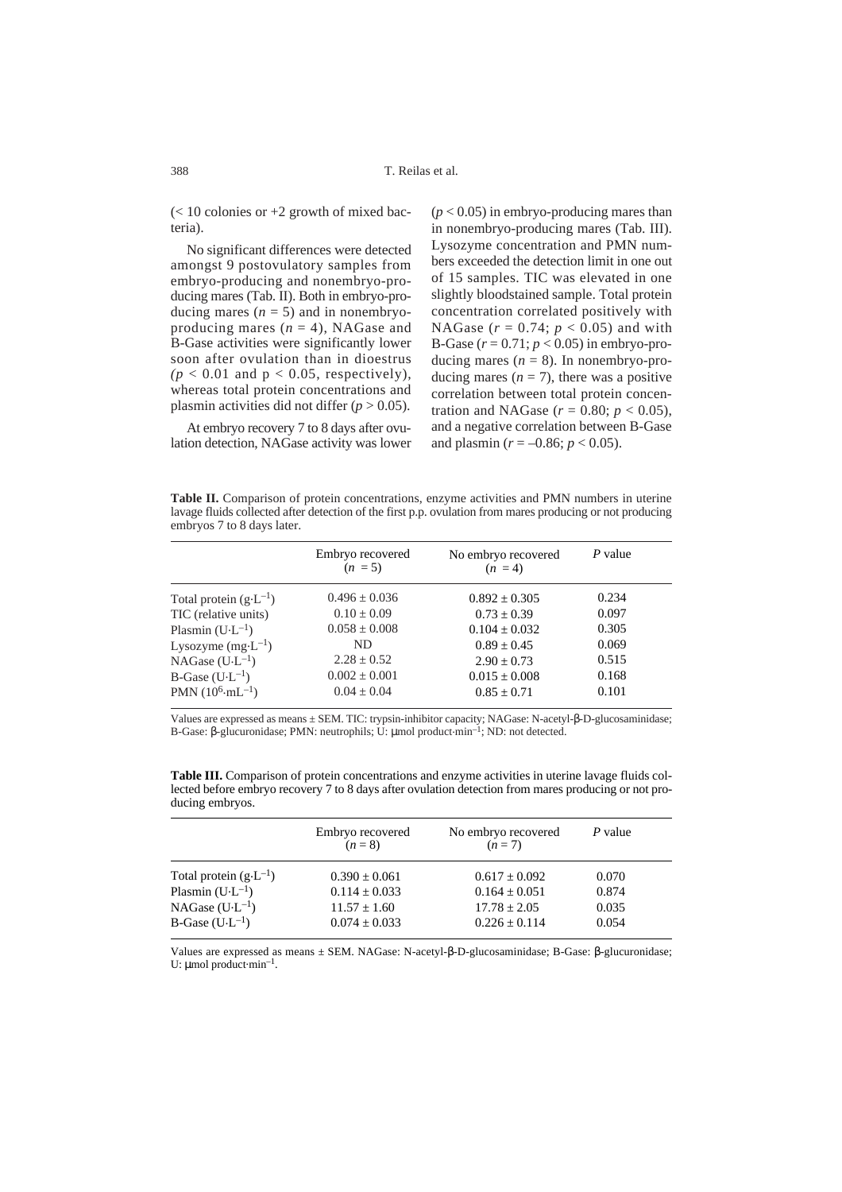(< 10 colonies or +2 growth of mixed bacteria).

No significant differences were detected amongst 9 postovulatory samples from embryo-producing and nonembryo-producing mares (Tab. II). Both in embryo-producing mares ($n = 5$) and in nonembryo-producing mares ($n = 4$), NAGase and B-Gase activities were significantly lower soon after ovulation than in dioestrus ($p < 0.01$ and $p < 0.05$, respectively), whereas total protein concentrations and plasmin activities did not differ ($p > 0.05$).

At embryo recovery 7 to 8 days after ovulation detection, NAGase activity was lower ($p < 0.05$) in embryo-producing mares than in nonembryo-producing mares (Tab. III). Lysozyme concentration and PMN numbers exceeded the detection limit in one out of 15 samples. TIC was elevated in one slightly bloodstained sample. Total protein concentration correlated positively with NAGase ($r = 0.74$; $p < 0.05$) and with B-Gase ($r = 0.71$; $p < 0.05$) in embryo-producing mares ($n = 8$). In nonembryo-producing mares ($n = 7$), there was a positive correlation between total protein concentration and NAGase ($r = 0.80$; $p < 0.05$), and a negative correlation between B-Gase and plasmin ($r = -0.86$; $p < 0.05$).

**Table II.** Comparison of protein concentrations, enzyme activities and PMN numbers in uterine lavage fluids collected after detection of the first p.p. ovulation from mares producing or not producing embryos 7 to 8 days later.

| | Embryo recovered ($n = 5$) | No embryo recovered ($n = 4$) | *P* value |
|---|---|---|---|
| Total protein ($g \cdot L^{-1}$) | 0.496 ± 0.036 | 0.892 ± 0.305 | 0.234 |
| TIC (relative units) | 0.10 ± 0.09 | 0.73 ± 0.39 | 0.097 |
| Plasmin ($U \cdot L^{-1}$) | 0.058 ± 0.008 | 0.104 ± 0.032 | 0.305 |
| Lysozyme ($mg \cdot L^{-1}$) | ND | 0.89 ± 0.45 | 0.069 |
| NAGase ($U \cdot L^{-1}$) | 2.28 ± 0.52 | 2.90 ± 0.73 | 0.515 |
| B-Gase ($U \cdot L^{-1}$) | 0.002 ± 0.001 | 0.015 ± 0.008 | 0.168 |
| PMN ($10^6 \cdot mL^{-1}$) | 0.04 ± 0.04 | 0.85 ± 0.71 | 0.101 |

Values are expressed as means ± SEM. TIC: trypsin-inhibitor capacity; NAGase: N-acetyl-β-D-glucosaminidase; B-Gase: β-glucuronidase; PMN: neutrophils; U: μmol product·min$^{-1}$; ND: not detected.

**Table III.** Comparison of protein concentrations and enzyme activities in uterine lavage fluids collected before embryo recovery 7 to 8 days after ovulation detection from mares producing or not producing embryos.

| | Embryo recovered ($n = 8$) | No embryo recovered ($n = 7$) | *P* value |
|---|---|---|---|
| Total protein ($g \cdot L^{-1}$) | 0.390 ± 0.061 | 0.617 ± 0.092 | 0.070 |
| Plasmin ($U \cdot L^{-1}$) | 0.114 ± 0.033 | 0.164 ± 0.051 | 0.874 |
| NAGase ($U \cdot L^{-1}$) | 11.57 ± 1.60 | 17.78 ± 2.05 | 0.035 |
| B-Gase ($U \cdot L^{-1}$) | 0.074 ± 0.033 | 0.226 ± 0.114 | 0.054 |

Values are expressed as means ± SEM. NAGase: N-acetyl-β-D-glucosaminidase; B-Gase: β-glucuronidase; U: μmol product·min$^{-1}$.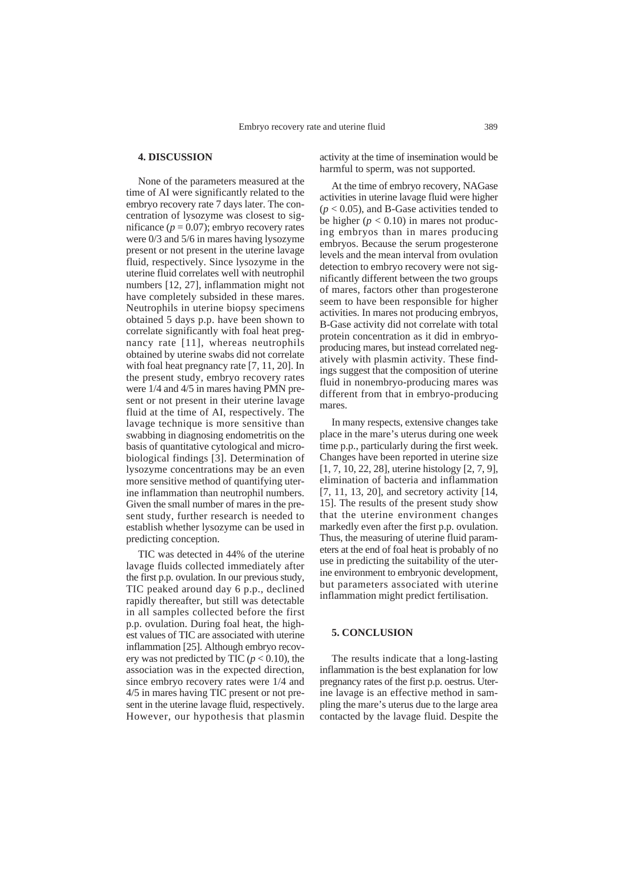## 4. DISCUSSION

None of the parameters measured at the time of AI were significantly related to the embryo recovery rate 7 days later. The concentration of lysozyme was closest to significance ($p = 0.07$); embryo recovery rates were 0/3 and 5/6 in mares having lysozyme present or not present in the uterine lavage fluid, respectively. Since lysozyme in the uterine fluid correlates well with neutrophil numbers [12, 27], inflammation might not have completely subsided in these mares. Neutrophils in uterine biopsy specimens obtained 5 days p.p. have been shown to correlate significantly with foal heat pregnancy rate [11], whereas neutrophils obtained by uterine swabs did not correlate with foal heat pregnancy rate [7, 11, 20]. In the present study, embryo recovery rates were 1/4 and 4/5 in mares having PMN present or not present in their uterine lavage fluid at the time of AI, respectively. The lavage technique is more sensitive than swabbing in diagnosing endometritis on the basis of quantitative cytological and microbiological findings [3]. Determination of lysozyme concentrations may be an even more sensitive method of quantifying uterine inflammation than neutrophil numbers. Given the small number of mares in the present study, further research is needed to establish whether lysozyme can be used in predicting conception.

TIC was detected in 44% of the uterine lavage fluids collected immediately after the first p.p. ovulation. In our previous study, TIC peaked around day 6 p.p., declined rapidly thereafter, but still was detectable in all samples collected before the first p.p. ovulation. During foal heat, the highest values of TIC are associated with uterine inflammation [25]. Although embryo recovery was not predicted by TIC ($p < 0.10$), the association was in the expected direction, since embryo recovery rates were 1/4 and 4/5 in mares having TIC present or not present in the uterine lavage fluid, respectively. However, our hypothesis that plasmin activity at the time of insemination would be harmful to sperm, was not supported.

At the time of embryo recovery, NAGase activities in uterine lavage fluid were higher ($p < 0.05$), and B-Gase activities tended to be higher ($p < 0.10$) in mares not producing embryos than in mares producing embryos. Because the serum progesterone levels and the mean interval from ovulation detection to embryo recovery were not significantly different between the two groups of mares, factors other than progesterone seem to have been responsible for higher activities. In mares not producing embryos, B-Gase activity did not correlate with total protein concentration as it did in embryo-producing mares, but instead correlated negatively with plasmin activity. These findings suggest that the composition of uterine fluid in nonembryo-producing mares was different from that in embryo-producing mares.

In many respects, extensive changes take place in the mare's uterus during one week time p.p., particularly during the first week. Changes have been reported in uterine size [1, 7, 10, 22, 28], uterine histology [2, 7, 9], elimination of bacteria and inflammation [7, 11, 13, 20], and secretory activity [14, 15]. The results of the present study show that the uterine environment changes markedly even after the first p.p. ovulation. Thus, the measuring of uterine fluid parameters at the end of foal heat is probably of no use in predicting the suitability of the uterine environment to embryonic development, but parameters associated with uterine inflammation might predict fertilisation.

## 5. CONCLUSION

The results indicate that a long-lasting inflammation is the best explanation for low pregnancy rates of the first p.p. oestrus. Uterine lavage is an effective method in sampling the mare's uterus due to the large area contacted by the lavage fluid. Despite the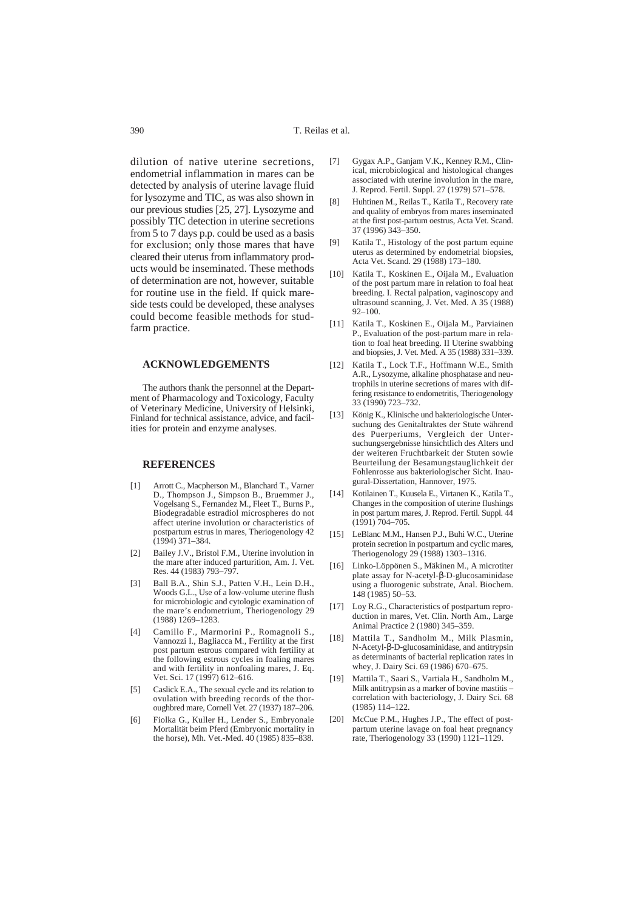dilution of native uterine secretions, endometrial inflammation in mares can be detected by analysis of uterine lavage fluid for lysozyme and TIC, as was also shown in our previous studies [25, 27]. Lysozyme and possibly TIC detection in uterine secretions from 5 to 7 days p.p. could be used as a basis for exclusion; only those mares that have cleared their uterus from inflammatory products would be inseminated. These methods of determination are not, however, suitable for routine use in the field. If quick mareside tests could be developed, these analyses could become feasible methods for studfarm practice.

## ACKNOWLEDGEMENTS

The authors thank the personnel at the Department of Pharmacology and Toxicology, Faculty of Veterinary Medicine, University of Helsinki, Finland for technical assistance, advice, and facilities for protein and enzyme analyses.

## REFERENCES

[1] Arrott C., Macpherson M., Blanchard T., Varner D., Thompson J., Simpson B., Bruemmer J., Vogelsang S., Fernandez M., Fleet T., Burns P., Biodegradable estradiol microspheres do not affect uterine involution or characteristics of postpartum estrus in mares, Theriogenology 42 (1994) 371–384.

[2] Bailey J.V., Bristol F.M., Uterine involution in the mare after induced parturition, Am. J. Vet. Res. 44 (1983) 793–797.

[3] Ball B.A., Shin S.J., Patten V.H., Lein D.H., Woods G.L., Use of a low-volume uterine flush for microbiologic and cytologic examination of the mare's endometrium, Theriogenology 29 (1988) 1269–1283.

[4] Camillo F., Marmorini P., Romagnoli S., Vannozzi I., Bagliacca M., Fertility at the first post partum estrous compared with fertility at the following estrous cycles in foaling mares and with fertility in nonfoaling mares, J. Eq. Vet. Sci. 17 (1997) 612–616.

[5] Caslick E.A., The sexual cycle and its relation to ovulation with breeding records of the thoroughbred mare, Cornell Vet. 27 (1937) 187–206.

[6] Fiolka G., Kuller H., Lender S., Embryonale Mortalität beim Pferd (Embryonic mortality in the horse), Mh. Vet.-Med. 40 (1985) 835–838.

[7] Gygax A.P., Ganjam V.K., Kenney R.M., Clinical, microbiological and histological changes associated with uterine involution in the mare, J. Reprod. Fertil. Suppl. 27 (1979) 571–578.

[8] Huhtinen M., Reilas T., Katila T., Recovery rate and quality of embryos from mares inseminated at the first post-partum oestrus, Acta Vet. Scand. 37 (1996) 343–350.

[9] Katila T., Histology of the post partum equine uterus as determined by endometrial biopsies, Acta Vet. Scand. 29 (1988) 173–180.

[10] Katila T., Koskinen E., Oijala M., Evaluation of the post partum mare in relation to foal heat breeding. I. Rectal palpation, vaginoscopy and ultrasound scanning, J. Vet. Med. A 35 (1988) 92–100.

[11] Katila T., Koskinen E., Oijala M., Parviainen P., Evaluation of the post-partum mare in relation to foal heat breeding. II Uterine swabbing and biopsies, J. Vet. Med. A 35 (1988) 331–339.

[12] Katila T., Lock T.F., Hoffmann W.E., Smith A.R., Lysozyme, alkaline phosphatase and neutrophils in uterine secretions of mares with differing resistance to endometritis, Theriogenology 33 (1990) 723–732.

[13] König K., Klinische und bakteriologische Untersuchung des Genitaltraktes der Stute während des Puerperiums, Vergleich der Untersuchungsergebnisse hinsichtlich des Alters und der weiteren Fruchtbarkeit der Stuten sowie Beurteilung der Besamungstauglichkeit der Fohlenrosse aus bakteriologischer Sicht. Inaugural-Dissertation, Hannover, 1975.

[14] Kotilainen T., Kuusela E., Virtanen K., Katila T., Changes in the composition of uterine flushings in post partum mares, J. Reprod. Fertil. Suppl. 44 (1991) 704–705.

[15] LeBlanc M.M., Hansen P.J., Buhi W.C., Uterine protein secretion in postpartum and cyclic mares, Theriogenology 29 (1988) 1303–1316.

[16] Linko-Löppönen S., Mäkinen M., A microtiter plate assay for N-acetyl-β-D-glucosaminidase using a fluorogenic substrate, Anal. Biochem. 148 (1985) 50–53.

[17] Loy R.G., Characteristics of postpartum reproduction in mares, Vet. Clin. North Am., Large Animal Practice 2 (1980) 345–359.

[18] Mattila T., Sandholm M., Milk Plasmin, N-Acetyl-β-D-glucosaminidase, and antitrypsin as determinants of bacterial replication rates in whey, J. Dairy Sci. 69 (1986) 670–675.

[19] Mattila T., Saari S., Vartiala H., Sandholm M., Milk antitrypsin as a marker of bovine mastitis – correlation with bacteriology, J. Dairy Sci. 68 (1985) 114–122.

[20] McCue P.M., Hughes J.P., The effect of postpartum uterine lavage on foal heat pregnancy rate, Theriogenology 33 (1990) 1121–1129.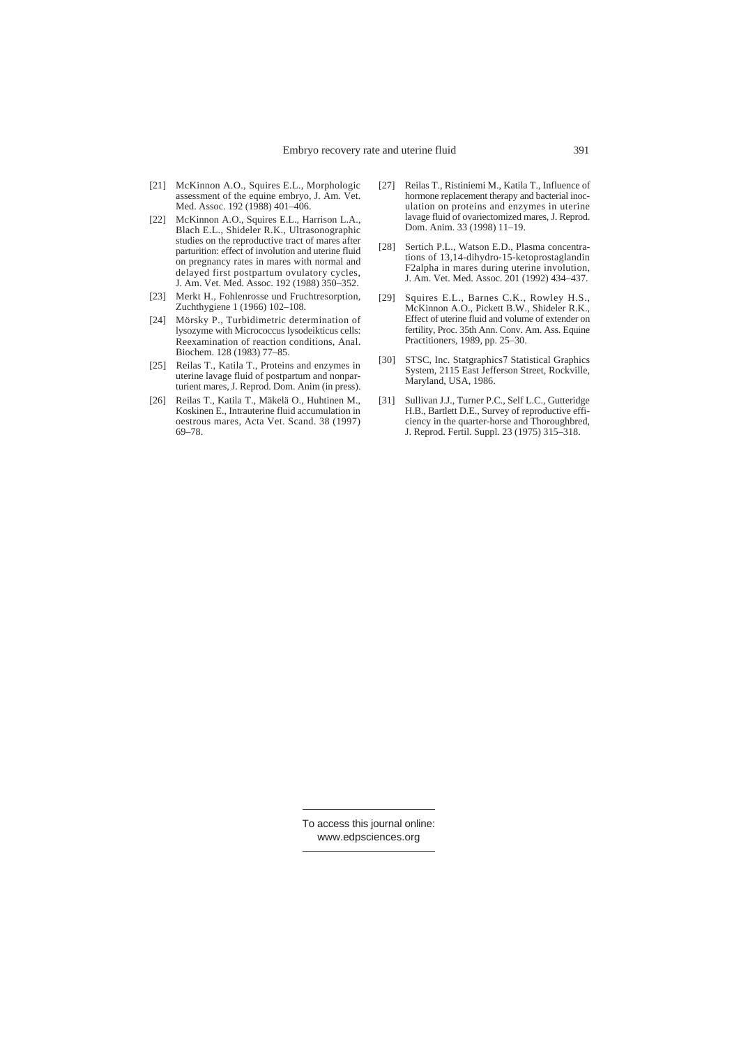[21] McKinnon A.O., Squires E.L., Morphologic assessment of the equine embryo, J. Am. Vet. Med. Assoc. 192 (1988) 401–406.

[22] McKinnon A.O., Squires E.L., Harrison L.A., Blach E.L., Shideler R.K., Ultrasonographic studies on the reproductive tract of mares after parturition: effect of involution and uterine fluid on pregnancy rates in mares with normal and delayed first postpartum ovulatory cycles, J. Am. Vet. Med. Assoc. 192 (1988) 350–352.

[23] Merkt H., Fohlenrosse und Fruchtresorption, Zuchthygiene 1 (1966) 102–108.

[24] Mörsky P., Turbidimetric determination of lysozyme with Micrococcus lysodeikticus cells: Reexamination of reaction conditions, Anal. Biochem. 128 (1983) 77–85.

[25] Reilas T., Katila T., Proteins and enzymes in uterine lavage fluid of postpartum and nonparturient mares, J. Reprod. Dom. Anim (in press).

[26] Reilas T., Katila T., Mäkelä O., Huhtinen M., Koskinen E., Intrauterine fluid accumulation in oestrous mares, Acta Vet. Scand. 38 (1997) 69–78.

[27] Reilas T., Ristiniemi M., Katila T., Influence of hormone replacement therapy and bacterial inoculation on proteins and enzymes in uterine lavage fluid of ovariectomized mares, J. Reprod. Dom. Anim. 33 (1998) 11–19.

[28] Sertich P.L., Watson E.D., Plasma concentrations of 13,14-dihydro-15-ketoprostaglandin F2alpha in mares during uterine involution, J. Am. Vet. Med. Assoc. 201 (1992) 434–437.

[29] Squires E.L., Barnes C.K., Rowley H.S., McKinnon A.O., Pickett B.W., Shideler R.K., Effect of uterine fluid and volume of extender on fertility, Proc. 35th Ann. Conv. Am. Ass. Equine Practitioners, 1989, pp. 25–30.

[30] STSC, Inc. Statgraphics7 Statistical Graphics System, 2115 East Jefferson Street, Rockville, Maryland, USA, 1986.

[31] Sullivan J.J., Turner P.C., Self L.C., Gutteridge H.B., Bartlett D.E., Survey of reproductive efficiency in the quarter-horse and Thoroughbred, J. Reprod. Fertil. Suppl. 23 (1975) 315–318.

To access this journal online:
www.edpsciences.org